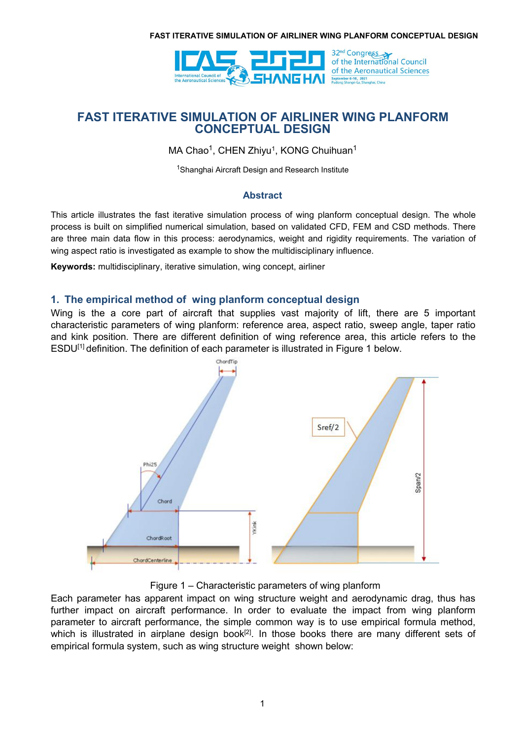# FAST ITERATIVE SIMULATION OF AIRLINER WING PLANFORM CONCEPTUAL DESIGN

MA Chao[1], CHEN Zhiyu[1], KONG Chuihuan[1]

[1]Shanghai Aircraft Design and Research Institute

## Abstract

This article illustrates the fast iterative simulation process of wing planform conceptual design. The whole process is built on simplified numerical simulation, based on validated CFD, FEM and CSD methods. There are three main data flow in this process: aerodynamics, weight and rigidity requirements. The variation of wing aspect ratio is investigated as example to show the multidisciplinary influence.

**Keywords:** multidisciplinary, iterative simulation, wing concept, airliner

## 1. The empirical method of wing planform conceptual design

Wing is the a core part of aircraft that supplies vast majority of lift, there are 5 important characteristic parameters of wing planform: reference area, aspect ratio, sweep angle, taper ratio and kink position. There are different definition of wing reference area, this article refers to the ESDU[1] definition. The definition of each parameter is illustrated in Figure 1 below.

Figure 1 – Characteristic parameters of wing planform

Each parameter has apparent impact on wing structure weight and aerodynamic drag, thus has further impact on aircraft performance. In order to evaluate the impact from wing planform parameter to aircraft performance, the simple common way is to use empirical formula method, which is illustrated in airplane design book[2]. In those books there are many different sets of empirical formula system, such as wing structure weight shown below: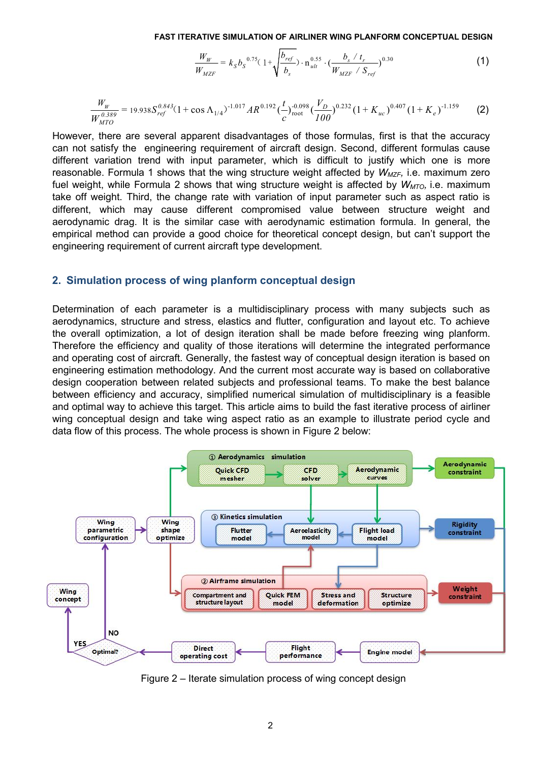$$\frac{W_W}{W_{MZF}} = k_S b_S^{0.75}\left(1+\sqrt{\frac{b_{ref}}{b_s}}\right)\cdot n_{ult}^{0.55}\cdot\left(\frac{b_s/t_r}{W_{MZF}/S_{ref}}\right)^{0.30} \tag{1}$$

$$\frac{W_W}{W_{MTO}^{0.389}} = 19.938 S_{ref}^{0.843}(1+\cos\Lambda_{1/4})^{-1.017} AR^{0.192}\left(\frac{t}{c}\right)_{root}^{-0.098}\left(\frac{V_D}{100}\right)^{0.232}(1+K_{uc})^{0.407}(1+K_e)^{-1.159} \tag{2}$$

However, there are several apparent disadvantages of those formulas, first is that the accuracy can not satisfy the engineering requirement of aircraft design. Second, different formulas cause different variation trend with input parameter, which is difficult to justify which one is more reasonable. Formula 1 shows that the wing structure weight affected by $W_{MZF}$, i.e. maximum zero fuel weight, while Formula 2 shows that wing structure weight is affected by $W_{MTO}$, i.e. maximum take off weight. Third, the change rate with variation of input parameter such as aspect ratio is different, which may cause different compromised value between structure weight and aerodynamic drag. It is the similar case with aerodynamic estimation formula. In general, the empirical method can provide a good choice for theoretical concept design, but can't support the engineering requirement of current aircraft type development.

## 2. Simulation process of wing planform conceptual design

Determination of each parameter is a multidisciplinary process with many subjects such as aerodynamics, structure and stress, elastics and flutter, configuration and layout etc. To achieve the overall optimization, a lot of design iteration shall be made before freezing wing planform. Therefore the efficiency and quality of those iterations will determine the integrated performance and operating cost of aircraft. Generally, the fastest way of conceptual design iteration is based on engineering estimation methodology. And the current most accurate way is based on collaborative design cooperation between related subjects and professional teams. To make the best balance between efficiency and accuracy, simplified numerical simulation of multidisciplinary is a feasible and optimal way to achieve this target. This article aims to build the fast iterative process of airliner wing conceptual design and take wing aspect ratio as an example to illustrate period cycle and data flow of this process. The whole process is shown in Figure 2 below:

Figure 2 – Iterate simulation process of wing concept design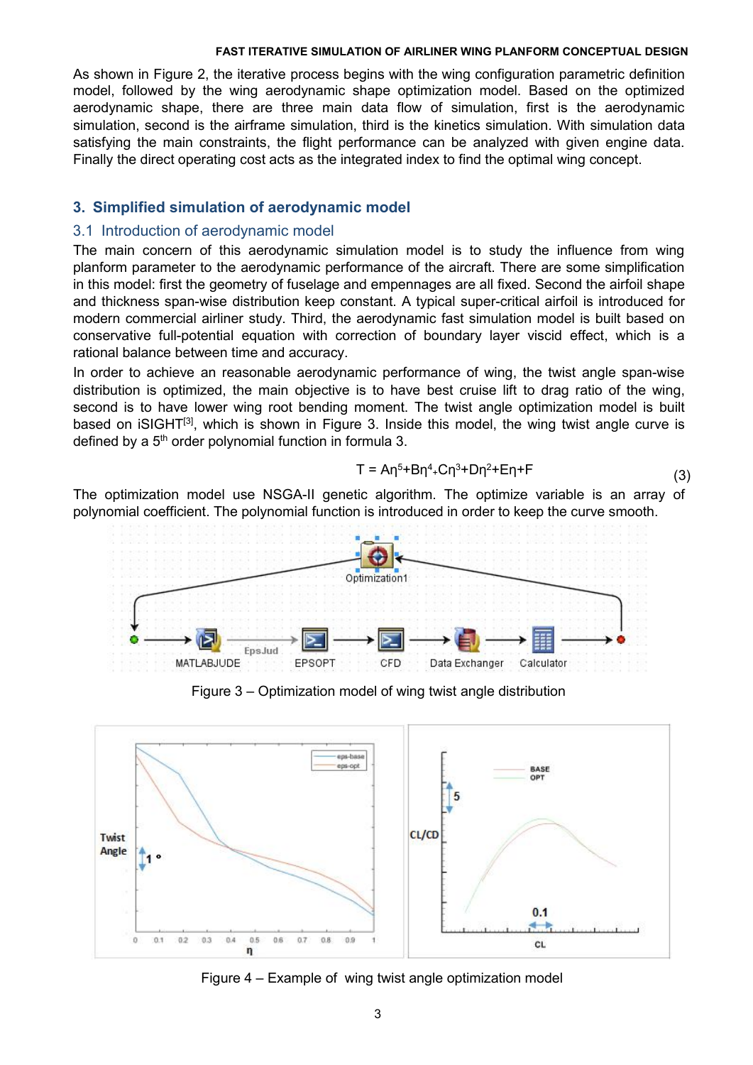As shown in Figure 2, the iterative process begins with the wing configuration parametric definition model, followed by the wing aerodynamic shape optimization model. Based on the optimized aerodynamic shape, there are three main data flow of simulation, first is the aerodynamic simulation, second is the airframe simulation, third is the kinetics simulation. With simulation data satisfying the main constraints, the flight performance can be analyzed with given engine data. Finally the direct operating cost acts as the integrated index to find the optimal wing concept.

## 3. Simplified simulation of aerodynamic model

### 3.1 Introduction of aerodynamic model

The main concern of this aerodynamic simulation model is to study the influence from wing planform parameter to the aerodynamic performance of the aircraft. There are some simplification in this model: first the geometry of fuselage and empennages are all fixed. Second the airfoil shape and thickness span-wise distribution keep constant. A typical super-critical airfoil is introduced for modern commercial airliner study. Third, the aerodynamic fast simulation model is built based on conservative full-potential equation with correction of boundary layer viscid effect, which is a rational balance between time and accuracy.

In order to achieve an reasonable aerodynamic performance of wing, the twist angle span-wise distribution is optimized, the main objective is to have best cruise lift to drag ratio of the wing, second is to have lower wing root bending moment. The twist angle optimization model is built based on iSIGHT[3], which is shown in Figure 3. Inside this model, the wing twist angle curve is defined by a 5th order polynomial function in formula 3.

$$T = A\eta^5+B\eta^4+C\eta^3+D\eta^2+E\eta+F \tag{3}$$

The optimization model use NSGA-II genetic algorithm. The optimize variable is an array of polynomial coefficient. The polynomial function is introduced in order to keep the curve smooth.

Figure 3 – Optimization model of wing twist angle distribution

Figure 4 – Example of wing twist angle optimization model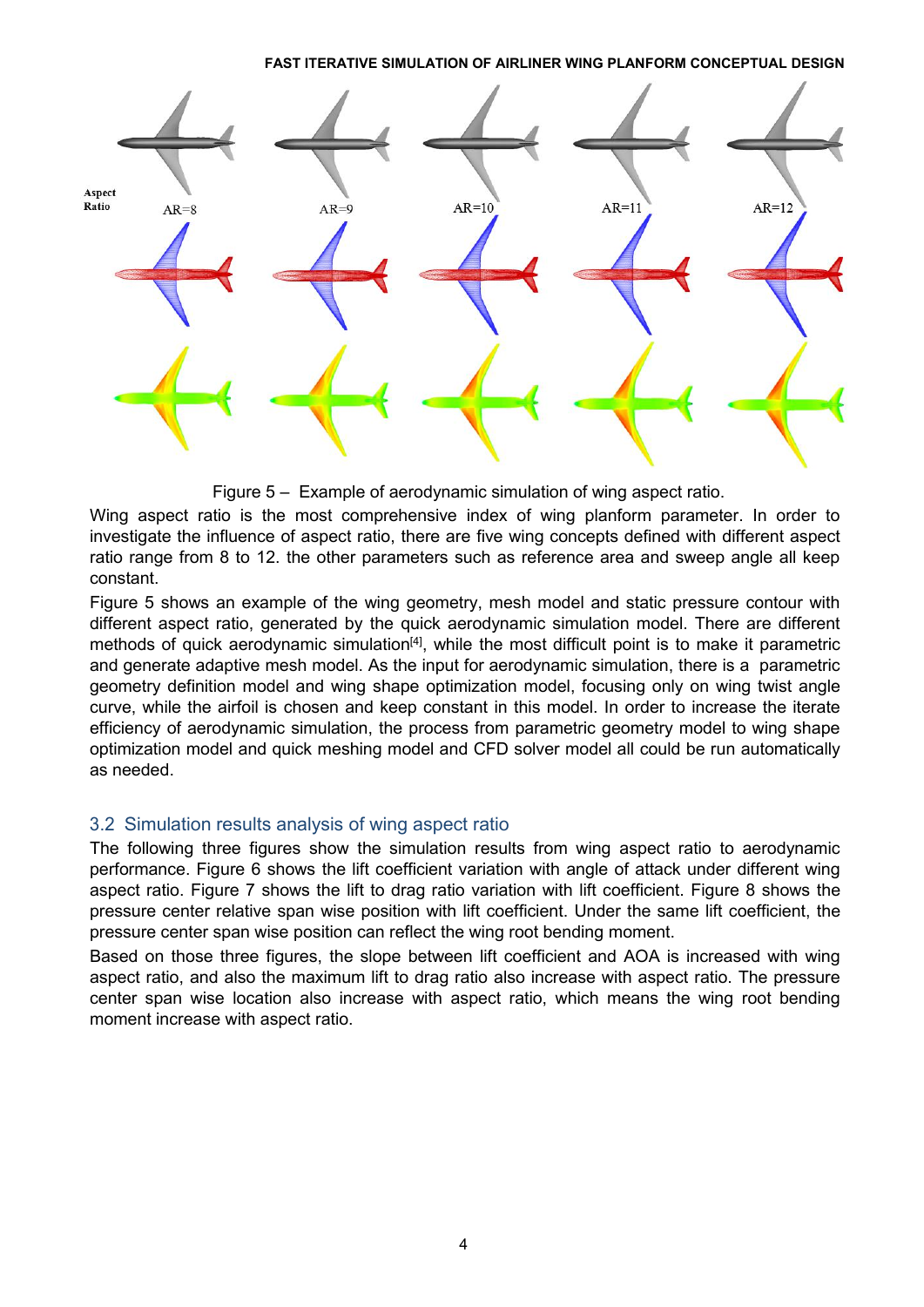Figure 5 – Example of aerodynamic simulation of wing aspect ratio.

Wing aspect ratio is the most comprehensive index of wing planform parameter. In order to investigate the influence of aspect ratio, there are five wing concepts defined with different aspect ratio range from 8 to 12. the other parameters such as reference area and sweep angle all keep constant.

Figure 5 shows an example of the wing geometry, mesh model and static pressure contour with different aspect ratio, generated by the quick aerodynamic simulation model. There are different methods of quick aerodynamic simulation[4], while the most difficult point is to make it parametric and generate adaptive mesh model. As the input for aerodynamic simulation, there is a parametric geometry definition model and wing shape optimization model, focusing only on wing twist angle curve, while the airfoil is chosen and keep constant in this model. In order to increase the iterate efficiency of aerodynamic simulation, the process from parametric geometry model to wing shape optimization model and quick meshing model and CFD solver model all could be run automatically as needed.

## 3.2 Simulation results analysis of wing aspect ratio

The following three figures show the simulation results from wing aspect ratio to aerodynamic performance. Figure 6 shows the lift coefficient variation with angle of attack under different wing aspect ratio. Figure 7 shows the lift to drag ratio variation with lift coefficient. Figure 8 shows the pressure center relative span wise position with lift coefficient. Under the same lift coefficient, the pressure center span wise position can reflect the wing root bending moment.

Based on those three figures, the slope between lift coefficient and AOA is increased with wing aspect ratio, and also the maximum lift to drag ratio also increase with aspect ratio. The pressure center span wise location also increase with aspect ratio, which means the wing root bending moment increase with aspect ratio.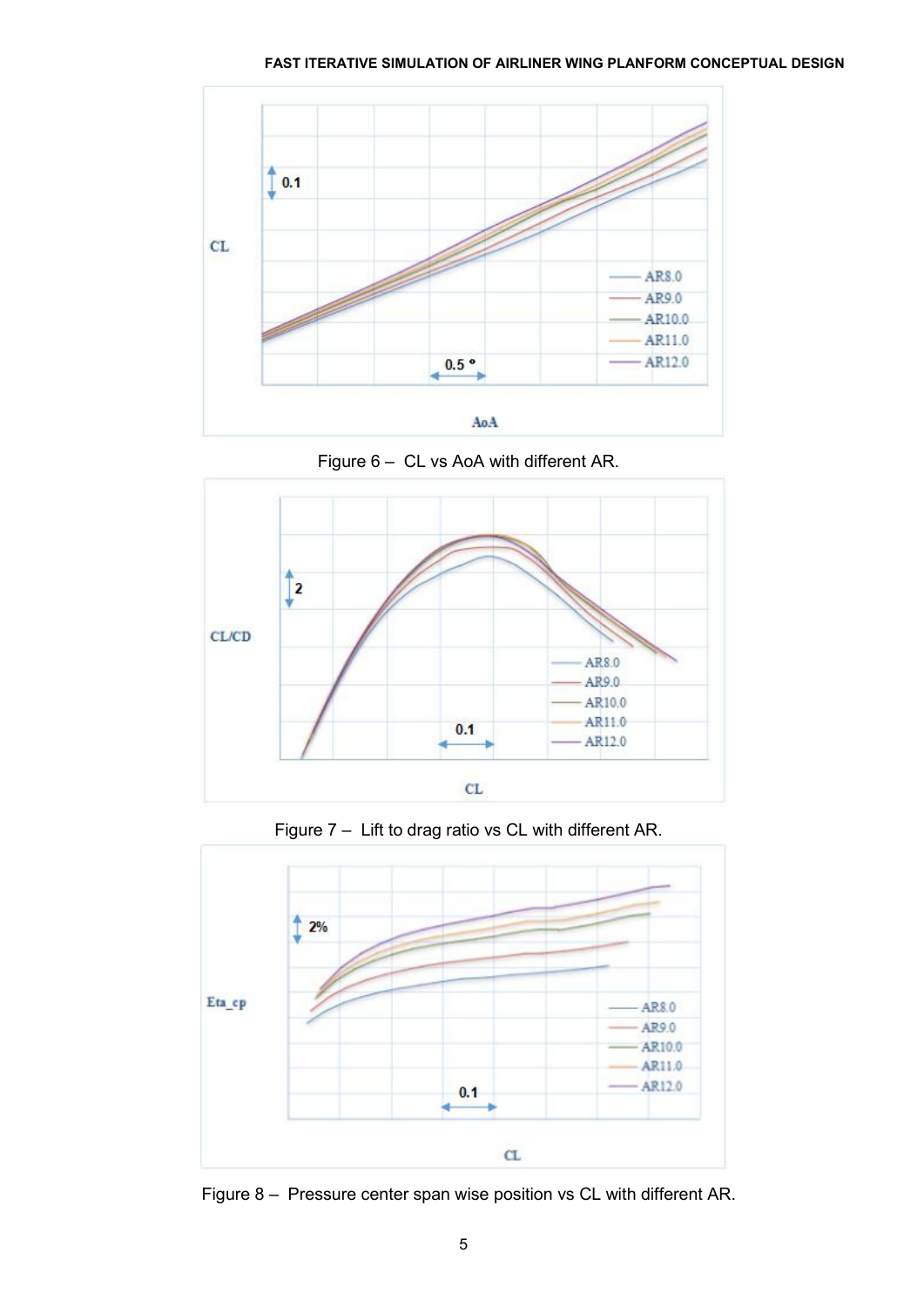Figure 6 – CL vs AoA with different AR.

Figure 7 – Lift to drag ratio vs CL with different AR.

Figure 8 – Pressure center span wise position vs CL with different AR.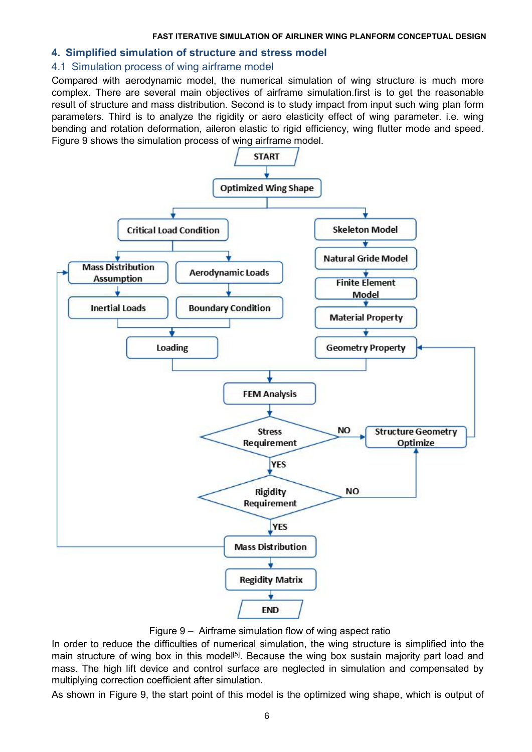## 4. Simplified simulation of structure and stress model

### 4.1 Simulation process of wing airframe model

Compared with aerodynamic model, the numerical simulation of wing structure is much more complex. There are several main objectives of airframe simulation.first is to get the reasonable result of structure and mass distribution. Second is to study impact from input such wing plan form parameters. Third is to analyze the rigidity or aero elasticity effect of wing parameter. i.e. wing bending and rotation deformation, aileron elastic to rigid efficiency, wing flutter mode and speed. Figure 9 shows the simulation process of wing airframe model.

```
START
  -> Optimized Wing Shape
       -> Critical Load Condition
            -> Mass Distribution Assumption -> Inertial Loads
            -> Aerodynamic Loads -> Boundary Condition
            (Inertial Loads + Boundary Condition) -> Loading
       -> Skeleton Model -> Natural Gride Model -> Finite Element Model
            -> Material Property -> Geometry Property
  (Loading + Geometry Property) -> FEM Analysis
  -> Stress Requirement?
       NO  -> Structure Geometry Optimize -> Geometry Property
       YES -> Rigidity Requirement?
                NO  -> Structure Geometry Optimize
                YES -> Mass Distribution
                         -> (feedback) Mass Distribution Assumption
                         -> Regidity Matrix -> END
```

Figure 9 – Airframe simulation flow of wing aspect ratio

In order to reduce the difficulties of numerical simulation, the wing structure is simplified into the main structure of wing box in this model[5]. Because the wing box sustain majority part load and mass. The high lift device and control surface are neglected in simulation and compensated by multiplying correction coefficient after simulation.

As shown in Figure 9, the start point of this model is the optimized wing shape, which is output of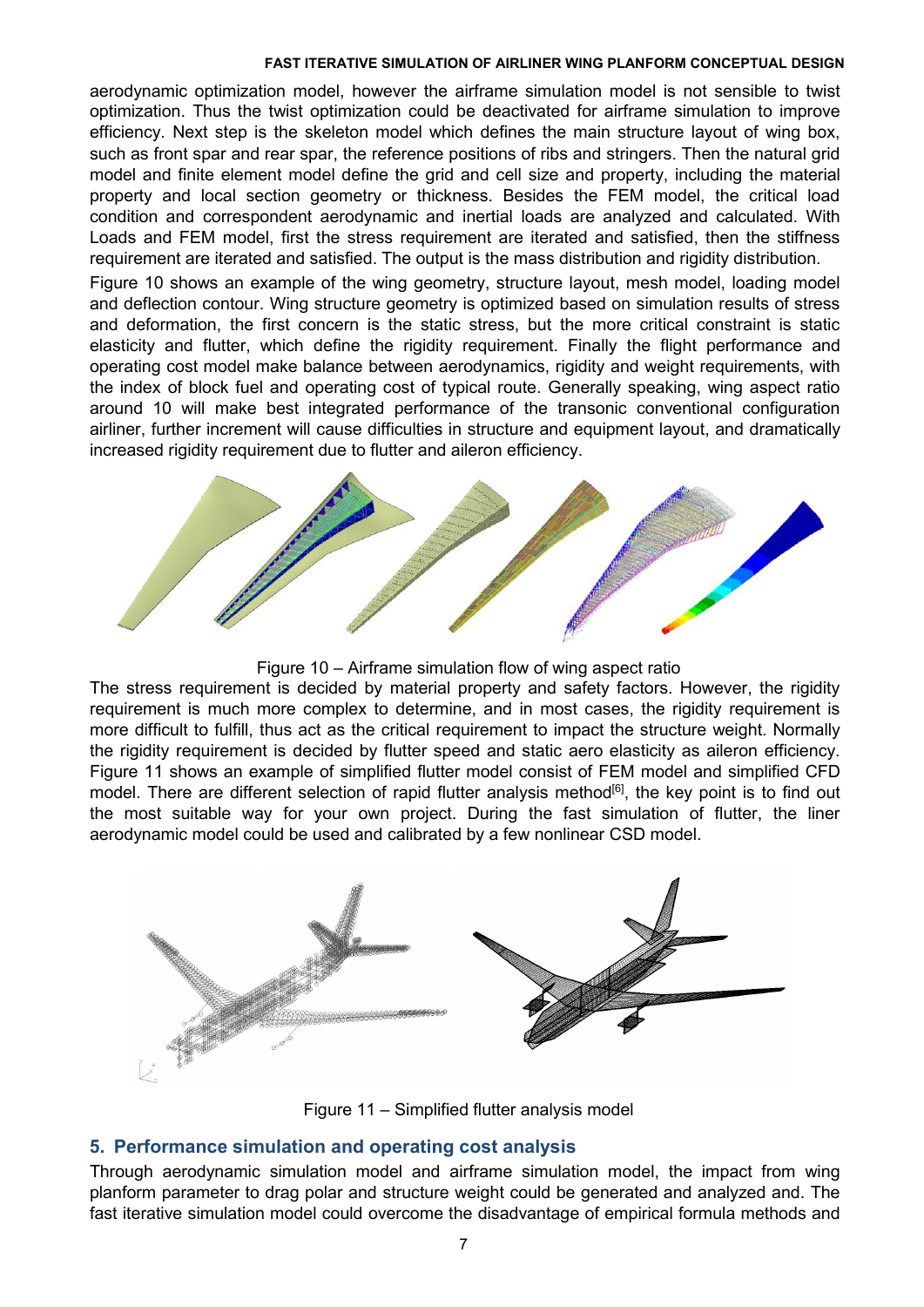aerodynamic optimization model, however the airframe simulation model is not sensible to twist optimization. Thus the twist optimization could be deactivated for airframe simulation to improve efficiency. Next step is the skeleton model which defines the main structure layout of wing box, such as front spar and rear spar, the reference positions of ribs and stringers. Then the natural grid model and finite element model define the grid and cell size and property, including the material property and local section geometry or thickness. Besides the FEM model, the critical load condition and correspondent aerodynamic and inertial loads are analyzed and calculated. With Loads and FEM model, first the stress requirement are iterated and satisfied, then the stiffness requirement are iterated and satisfied. The output is the mass distribution and rigidity distribution.

Figure 10 shows an example of the wing geometry, structure layout, mesh model, loading model and deflection contour. Wing structure geometry is optimized based on simulation results of stress and deformation, the first concern is the static stress, but the more critical constraint is static elasticity and flutter, which define the rigidity requirement. Finally the flight performance and operating cost model make balance between aerodynamics, rigidity and weight requirements, with the index of block fuel and operating cost of typical route. Generally speaking, wing aspect ratio around 10 will make best integrated performance of the transonic conventional configuration airliner, further increment will cause difficulties in structure and equipment layout, and dramatically increased rigidity requirement due to flutter and aileron efficiency.

Figure 10 – Airframe simulation flow of wing aspect ratio

The stress requirement is decided by material property and safety factors. However, the rigidity requirement is much more complex to determine, and in most cases, the rigidity requirement is more difficult to fulfill, thus act as the critical requirement to impact the structure weight. Normally the rigidity requirement is decided by flutter speed and static aero elasticity as aileron efficiency. Figure 11 shows an example of simplified flutter model consist of FEM model and simplified CFD model. There are different selection of rapid flutter analysis method[6], the key point is to find out the most suitable way for your own project. During the fast simulation of flutter, the liner aerodynamic model could be used and calibrated by a few nonlinear CSD model.

Figure 11 – Simplified flutter analysis model

## 5. Performance simulation and operating cost analysis

Through aerodynamic simulation model and airframe simulation model, the impact from wing planform parameter to drag polar and structure weight could be generated and analyzed and. The fast iterative simulation model could overcome the disadvantage of empirical formula methods and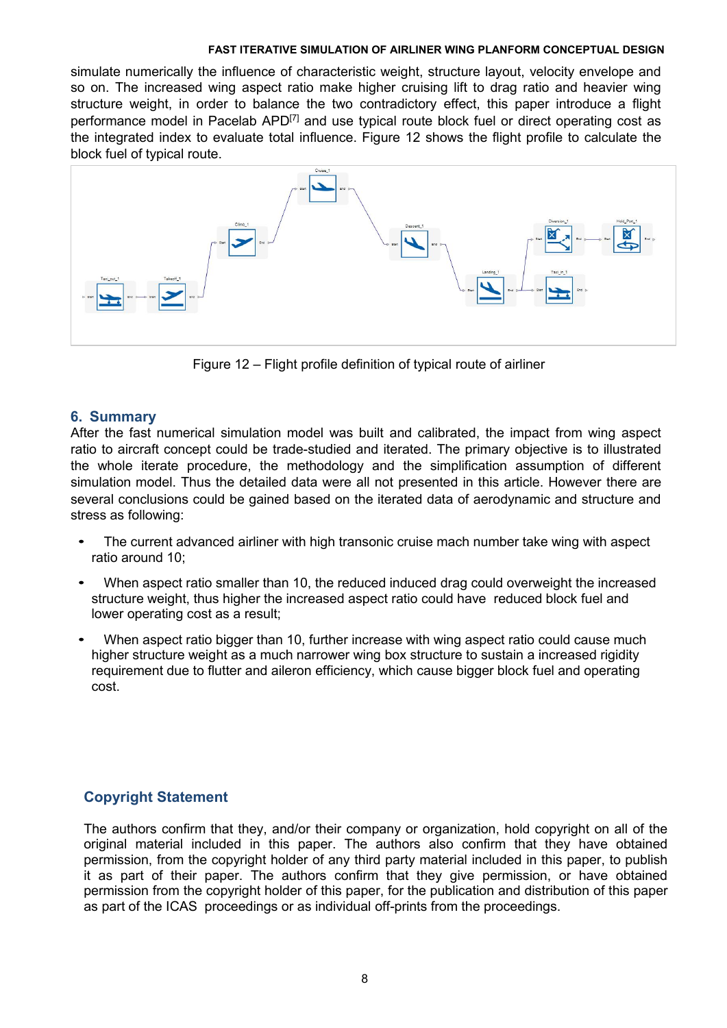simulate numerically the influence of characteristic weight, structure layout, velocity envelope and so on. The increased wing aspect ratio make higher cruising lift to drag ratio and heavier wing structure weight, in order to balance the two contradictory effect, this paper introduce a flight performance model in Pacelab APD[7] and use typical route block fuel or direct operating cost as the integrated index to evaluate total influence. Figure 12 shows the flight profile to calculate the block fuel of typical route.

Figure 12 – Flight profile definition of typical route of airliner

## 6. Summary

After the fast numerical simulation model was built and calibrated, the impact from wing aspect ratio to aircraft concept could be trade-studied and iterated. The primary objective is to illustrated the whole iterate procedure, the methodology and the simplification assumption of different simulation model. Thus the detailed data were all not presented in this article. However there are several conclusions could be gained based on the iterated data of aerodynamic and structure and stress as following:

- The current advanced airliner with high transonic cruise mach number take wing with aspect ratio around 10;
- When aspect ratio smaller than 10, the reduced induced drag could overweight the increased structure weight, thus higher the increased aspect ratio could have reduced block fuel and lower operating cost as a result;
- When aspect ratio bigger than 10, further increase with wing aspect ratio could cause much higher structure weight as a much narrower wing box structure to sustain a increased rigidity requirement due to flutter and aileron efficiency, which cause bigger block fuel and operating cost.

## Copyright Statement

The authors confirm that they, and/or their company or organization, hold copyright on all of the original material included in this paper. The authors also confirm that they have obtained permission, from the copyright holder of any third party material included in this paper, to publish it as part of their paper. The authors confirm that they give permission, or have obtained permission from the copyright holder of this paper, for the publication and distribution of this paper as part of the ICAS proceedings or as individual off-prints from the proceedings.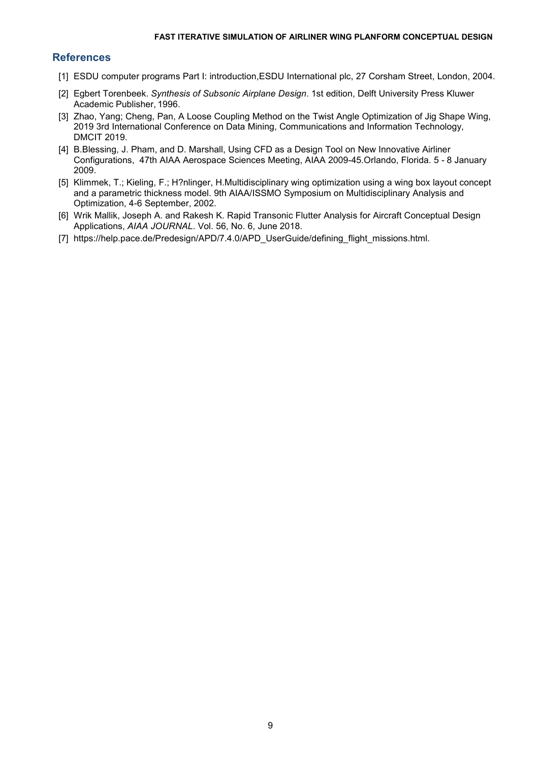## References

[1] ESDU computer programs Part I: introduction,ESDU International plc, 27 Corsham Street, London, 2004.

[2] Egbert Torenbeek. *Synthesis of Subsonic Airplane Design*. 1st edition, Delft University Press Kluwer Academic Publisher, 1996.

[3] Zhao, Yang; Cheng, Pan, A Loose Coupling Method on the Twist Angle Optimization of Jig Shape Wing, 2019 3rd International Conference on Data Mining, Communications and Information Technology, DMCIT 2019.

[4] B.Blessing, J. Pham, and D. Marshall, Using CFD as a Design Tool on New Innovative Airliner Configurations, 47th AIAA Aerospace Sciences Meeting, AIAA 2009-45.Orlando, Florida. 5 - 8 January 2009.

[5] Klimmek, T.; Kieling, F.; H?nlinger, H.Multidisciplinary wing optimization using a wing box layout concept and a parametric thickness model. 9th AIAA/ISSMO Symposium on Multidisciplinary Analysis and Optimization, 4-6 September, 2002.

[6] Wrik Mallik, Joseph A. and Rakesh K. Rapid Transonic Flutter Analysis for Aircraft Conceptual Design Applications, *AIAA JOURNAL*. Vol. 56, No. 6, June 2018.

[7] https://help.pace.de/Predesign/APD/7.4.0/APD_UserGuide/defining_flight_missions.html.